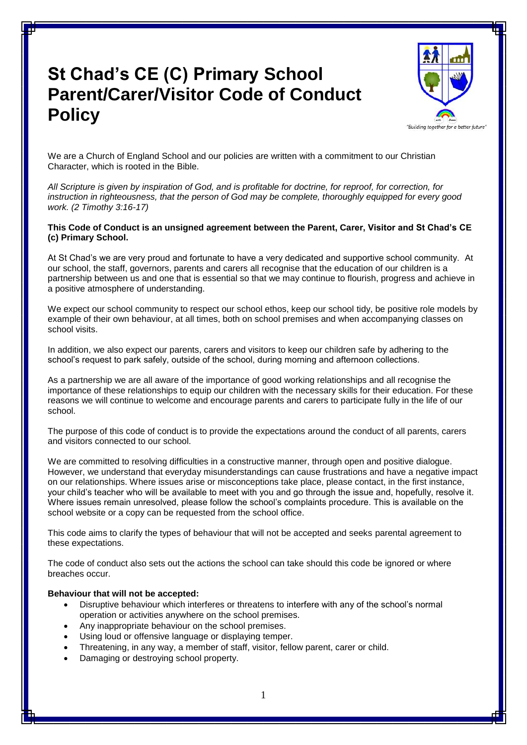# St Chad's CE (C) Primary School Parent/Carer/Visitor Code of Conduct Policy

"Building together for a better future"

We are a Church of England School and our policies are written with a commitment to our Christian Character, which is rooted in the Bible.

*All Scripture is given by inspiration of God, and is profitable for doctrine, for reproof, for correction, for instruction in righteousness, that the person of God may be complete, thoroughly equipped for every good work. (2 Timothy 3:16-17)*

**This Code of Conduct is an unsigned agreement between the Parent, Carer, Visitor and St Chad's CE (c) Primary School.**

At St Chad's we are very proud and fortunate to have a very dedicated and supportive school community. At our school, the staff, governors, parents and carers all recognise that the education of our children is a partnership between us and one that is essential so that we may continue to flourish, progress and achieve in a positive atmosphere of understanding.

We expect our school community to respect our school ethos, keep our school tidy, be positive role models by example of their own behaviour, at all times, both on school premises and when accompanying classes on school visits.

In addition, we also expect our parents, carers and visitors to keep our children safe by adhering to the school's request to park safely, outside of the school, during morning and afternoon collections.

As a partnership we are all aware of the importance of good working relationships and all recognise the importance of these relationships to equip our children with the necessary skills for their education. For these reasons we will continue to welcome and encourage parents and carers to participate fully in the life of our school.

The purpose of this code of conduct is to provide the expectations around the conduct of all parents, carers and visitors connected to our school.

We are committed to resolving difficulties in a constructive manner, through open and positive dialogue. However, we understand that everyday misunderstandings can cause frustrations and have a negative impact on our relationships. Where issues arise or misconceptions take place, please contact, in the first instance, your child's teacher who will be available to meet with you and go through the issue and, hopefully, resolve it. Where issues remain unresolved, please follow the school's complaints procedure. This is available on the school website or a copy can be requested from the school office.

This code aims to clarify the types of behaviour that will not be accepted and seeks parental agreement to these expectations.

The code of conduct also sets out the actions the school can take should this code be ignored or where breaches occur.

**Behaviour that will not be accepted:**

- Disruptive behaviour which interferes or threatens to interfere with any of the school's normal operation or activities anywhere on the school premises.
- Any inappropriate behaviour on the school premises.
- Using loud or offensive language or displaying temper.
- Threatening, in any way, a member of staff, visitor, fellow parent, carer or child.
- Damaging or destroying school property.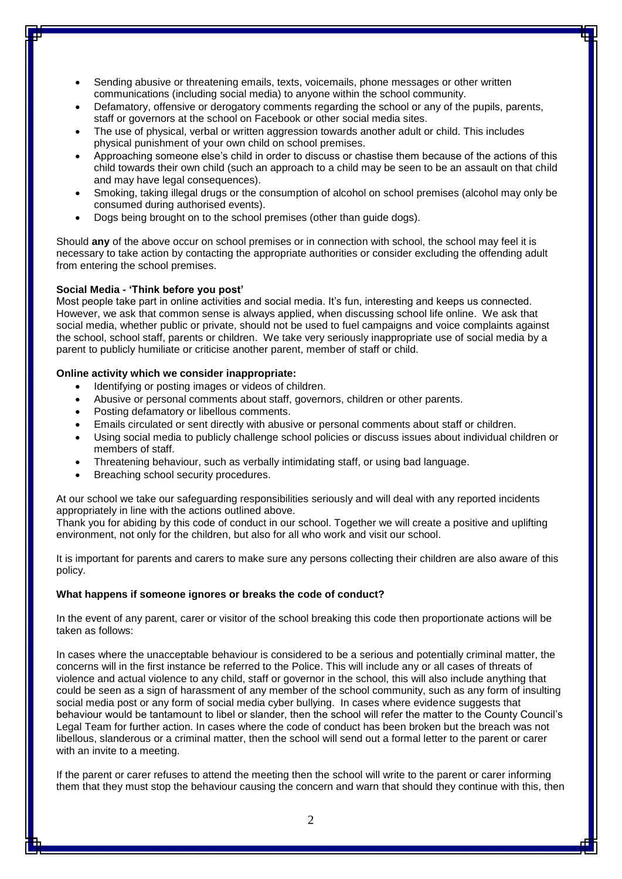- Sending abusive or threatening emails, texts, voicemails, phone messages or other written communications (including social media) to anyone within the school community.
- Defamatory, offensive or derogatory comments regarding the school or any of the pupils, parents, staff or governors at the school on Facebook or other social media sites.
- The use of physical, verbal or written aggression towards another adult or child. This includes physical punishment of your own child on school premises.
- Approaching someone else's child in order to discuss or chastise them because of the actions of this child towards their own child (such an approach to a child may be seen to be an assault on that child and may have legal consequences).
- Smoking, taking illegal drugs or the consumption of alcohol on school premises (alcohol may only be consumed during authorised events).
- Dogs being brought on to the school premises (other than guide dogs).

Should **any** of the above occur on school premises or in connection with school, the school may feel it is necessary to take action by contacting the appropriate authorities or consider excluding the offending adult from entering the school premises.

**Social Media - 'Think before you post'**

Most people take part in online activities and social media. It's fun, interesting and keeps us connected. However, we ask that common sense is always applied, when discussing school life online. We ask that social media, whether public or private, should not be used to fuel campaigns and voice complaints against the school, school staff, parents or children. We take very seriously inappropriate use of social media by a parent to publicly humiliate or criticise another parent, member of staff or child.

**Online activity which we consider inappropriate:**

- Identifying or posting images or videos of children.
- Abusive or personal comments about staff, governors, children or other parents.
- Posting defamatory or libellous comments.
- Emails circulated or sent directly with abusive or personal comments about staff or children.
- Using social media to publicly challenge school policies or discuss issues about individual children or members of staff.
- Threatening behaviour, such as verbally intimidating staff, or using bad language.
- Breaching school security procedures.

At our school we take our safeguarding responsibilities seriously and will deal with any reported incidents appropriately in line with the actions outlined above.

Thank you for abiding by this code of conduct in our school. Together we will create a positive and uplifting environment, not only for the children, but also for all who work and visit our school.

It is important for parents and carers to make sure any persons collecting their children are also aware of this policy.

**What happens if someone ignores or breaks the code of conduct?**

In the event of any parent, carer or visitor of the school breaking this code then proportionate actions will be taken as follows:

In cases where the unacceptable behaviour is considered to be a serious and potentially criminal matter, the concerns will in the first instance be referred to the Police. This will include any or all cases of threats of violence and actual violence to any child, staff or governor in the school, this will also include anything that could be seen as a sign of harassment of any member of the school community, such as any form of insulting social media post or any form of social media cyber bullying. In cases where evidence suggests that behaviour would be tantamount to libel or slander, then the school will refer the matter to the County Council's Legal Team for further action. In cases where the code of conduct has been broken but the breach was not libellous, slanderous or a criminal matter, then the school will send out a formal letter to the parent or carer with an invite to a meeting.

If the parent or carer refuses to attend the meeting then the school will write to the parent or carer informing them that they must stop the behaviour causing the concern and warn that should they continue with this, then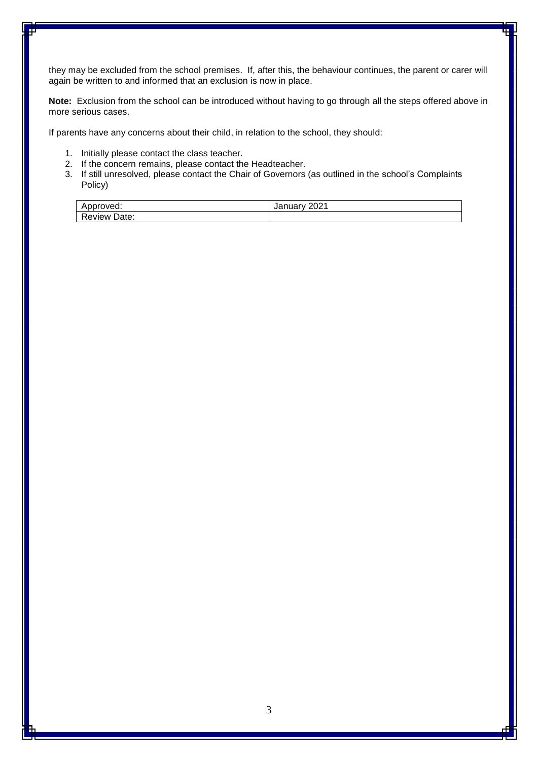they may be excluded from the school premises. If, after this, the behaviour continues, the parent or carer will again be written to and informed that an exclusion is now in place.

**Note:** Exclusion from the school can be introduced without having to go through all the steps offered above in more serious cases.

If parents have any concerns about their child, in relation to the school, they should:

1. Initially please contact the class teacher.
2. If the concern remains, please contact the Headteacher.
3. If still unresolved, please contact the Chair of Governors (as outlined in the school's Complaints Policy)

| | |
|---|---|
| Approved: | January 2021 |
| Review Date: | |